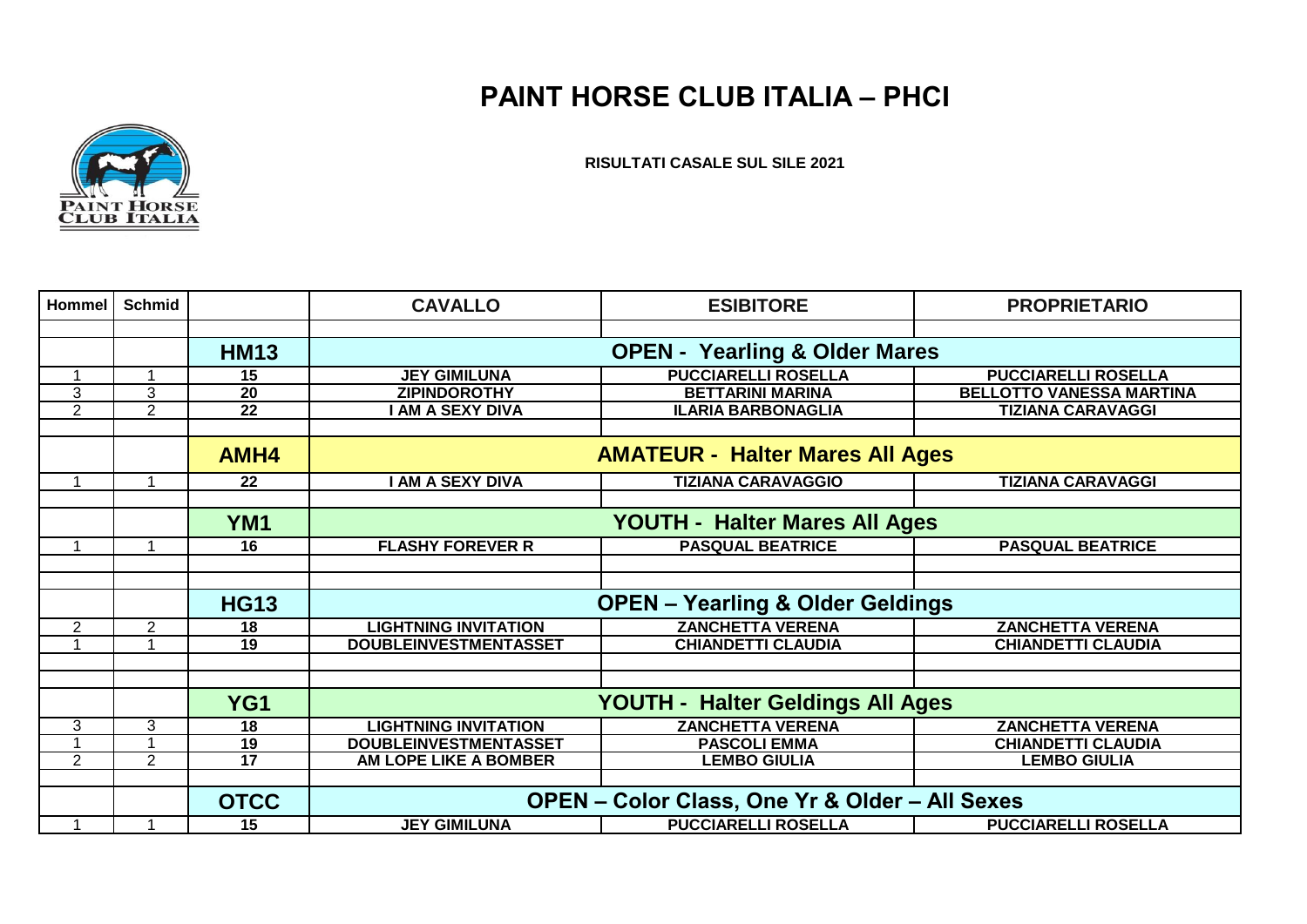# PAINT HORSE CLUB ITALIA – PHCI

**RISULTATI CASALE SUL SILE 2021**

| Hommel | Schmid | | CAVALLO | ESIBITORE | PROPRIETARIO |
|---|---|---|---|---|---|
| | | | | | |
| | | **HM13** | **OPEN - Yearling & Older Mares** | | |
| 1 | 1 | 15 | JEY GIMILUNA | PUCCIARELLI ROSELLA | PUCCIARELLI ROSELLA |
| 3 | 3 | 20 | ZIPINDOROTHY | BETTARINI MARINA | BELLOTTO VANESSA MARTINA |
| 2 | 2 | 22 | I AM A SEXY DIVA | ILARIA BARBONAGLIA | TIZIANA CARAVAGGI |
| | | | | | |
| | | **AMH4** | **AMATEUR - Halter Mares All Ages** | | |
| 1 | 1 | 22 | I AM A SEXY DIVA | TIZIANA CARAVAGGIO | TIZIANA CARAVAGGI |
| | | | | | |
| | | **YM1** | **YOUTH - Halter Mares All Ages** | | |
| 1 | 1 | 16 | FLASHY FOREVER R | PASQUAL BEATRICE | PASQUAL BEATRICE |
| | | | | | |
| | | | | | |
| | | **HG13** | **OPEN – Yearling & Older Geldings** | | |
| 2 | 2 | 18 | LIGHTNING INVITATION | ZANCHETTA VERENA | ZANCHETTA VERENA |
| 1 | 1 | 19 | DOUBLEINVESTMENTASSET | CHIANDETTI CLAUDIA | CHIANDETTI CLAUDIA |
| | | | | | |
| | | | | | |
| | | **YG1** | **YOUTH - Halter Geldings All Ages** | | |
| 3 | 3 | 18 | LIGHTNING INVITATION | ZANCHETTA VERENA | ZANCHETTA VERENA |
| 1 | 1 | 19 | DOUBLEINVESTMENTASSET | PASCOLI EMMA | CHIANDETTI CLAUDIA |
| 2 | 2 | 17 | AM LOPE LIKE A BOMBER | LEMBO GIULIA | LEMBO GIULIA |
| | | | | | |
| | | **OTCC** | **OPEN – Color Class, One Yr & Older – All Sexes** | | |
| 1 | 1 | 15 | JEY GIMILUNA | PUCCIARELLI ROSELLA | PUCCIARELLI ROSELLA |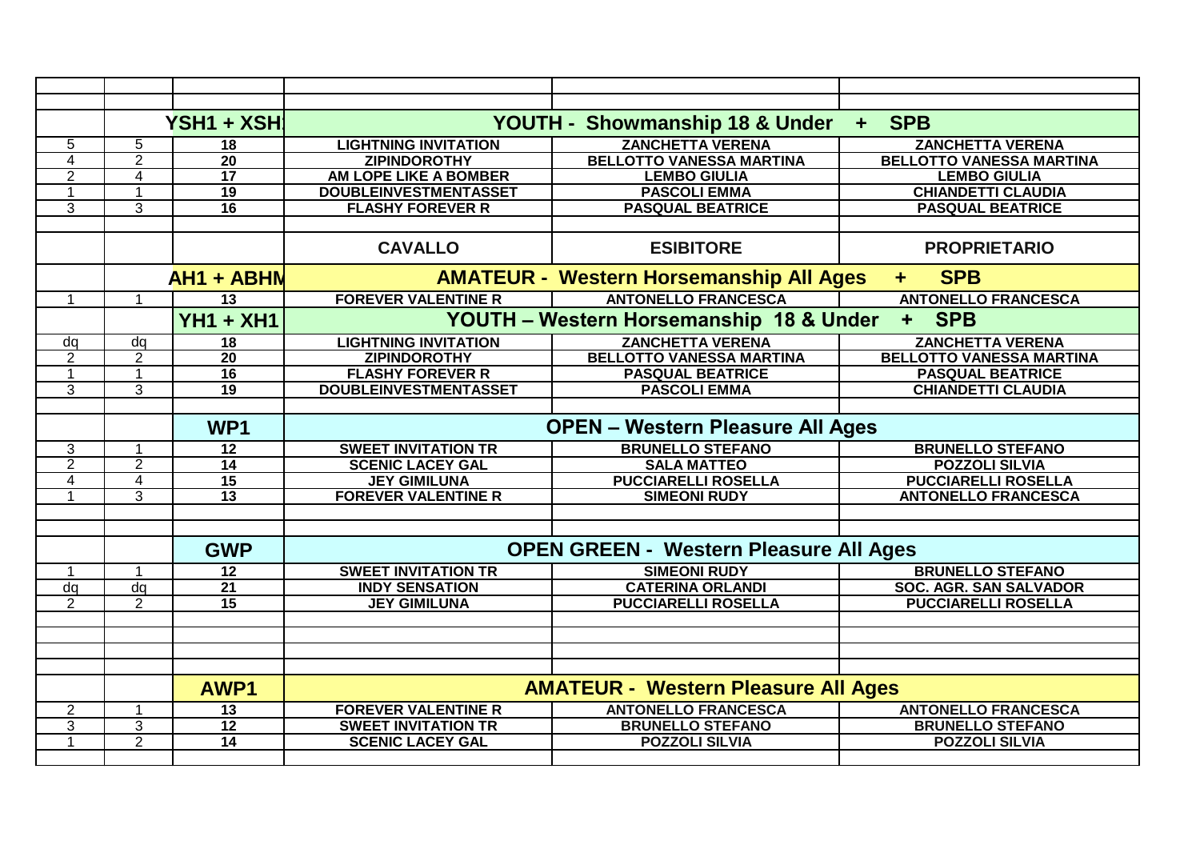| | | | | | |
|---|---|---|---|---|---|
| | | | | | |
| | | | | | |
| | | YSH1 + XSH | YOUTH - Showmanship 18 & Under + SPB | | |
| 5 | 5 | 18 | LIGHTNING INVITATION | ZANCHETTA VERENA | ZANCHETTA VERENA |
| 4 | 2 | 20 | ZIPINDOROTHY | BELLOTTO VANESSA MARTINA | BELLOTTO VANESSA MARTINA |
| 2 | 4 | 17 | AM LOPE LIKE A BOMBER | LEMBO GIULIA | LEMBO GIULIA |
| 1 | 1 | 19 | DOUBLEINVESTMENTASSET | PASCOLI EMMA | CHIANDETTI CLAUDIA |
| 3 | 3 | 16 | FLASHY FOREVER R | PASQUAL BEATRICE | PASQUAL BEATRICE |
| | | | | | |
| | | | CAVALLO | ESIBITORE | PROPRIETARIO |
| | | AH1 + ABHM | AMATEUR - Western Horsemanship All Ages + SPB | | |
| 1 | 1 | 13 | FOREVER VALENTINE R | ANTONELLO FRANCESCA | ANTONELLO FRANCESCA |
| | | YH1 + XH1 | YOUTH – Western Horsemanship 18 & Under + SPB | | |
| dq | dq | 18 | LIGHTNING INVITATION | ZANCHETTA VERENA | ZANCHETTA VERENA |
| 2 | 2 | 20 | ZIPINDOROTHY | BELLOTTO VANESSA MARTINA | BELLOTTO VANESSA MARTINA |
| 1 | 1 | 16 | FLASHY FOREVER R | PASQUAL BEATRICE | PASQUAL BEATRICE |
| 3 | 3 | 19 | DOUBLEINVESTMENTASSET | PASCOLI EMMA | CHIANDETTI CLAUDIA |
| | | | | | |
| | | WP1 | OPEN – Western Pleasure All Ages | | |
| 3 | 1 | 12 | SWEET INVITATION TR | BRUNELLO STEFANO | BRUNELLO STEFANO |
| 2 | 2 | 14 | SCENIC LACEY GAL | SALA MATTEO | POZZOLI SILVIA |
| 4 | 4 | 15 | JEY GIMILUNA | PUCCIARELLI ROSELLA | PUCCIARELLI ROSELLA |
| 1 | 3 | 13 | FOREVER VALENTINE R | SIMEONI RUDY | ANTONELLO FRANCESCA |
| | | | | | |
| | | | | | |
| | | GWP | OPEN GREEN - Western Pleasure All Ages | | |
| 1 | 1 | 12 | SWEET INVITATION TR | SIMEONI RUDY | BRUNELLO STEFANO |
| dq | dq | 21 | INDY SENSATION | CATERINA ORLANDI | SOC. AGR. SAN SALVADOR |
| 2 | 2 | 15 | JEY GIMILUNA | PUCCIARELLI ROSELLA | PUCCIARELLI ROSELLA |
| | | | | | |
| | | | | | |
| | | | | | |
| | | | | | |
| | | AWP1 | AMATEUR - Western Pleasure All Ages | | |
| 2 | 1 | 13 | FOREVER VALENTINE R | ANTONELLO FRANCESCA | ANTONELLO FRANCESCA |
| 3 | 3 | 12 | SWEET INVITATION TR | BRUNELLO STEFANO | BRUNELLO STEFANO |
| 1 | 2 | 14 | SCENIC LACEY GAL | POZZOLI SILVIA | POZZOLI SILVIA |
| | | | | | |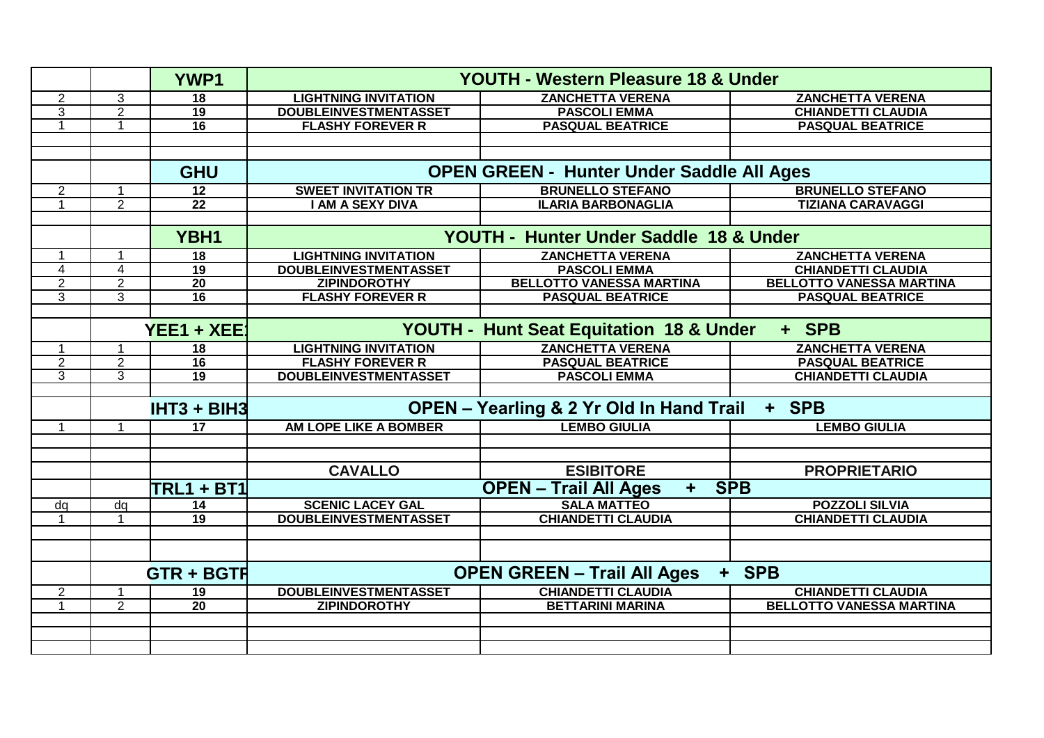| | | YWP1 | YOUTH - Western Pleasure 18 & Under | | |
|---|---|---|---|---|---|
| 2 | 3 | 18 | LIGHTNING INVITATION | ZANCHETTA VERENA | ZANCHETTA VERENA |
| 3 | 2 | 19 | DOUBLEINVESTMENTASSET | PASCOLI EMMA | CHIANDETTI CLAUDIA |
| 1 | 1 | 16 | FLASHY FOREVER R | PASQUAL BEATRICE | PASQUAL BEATRICE |
| | | | | | |
| | | | | | |
| | | GHU | OPEN GREEN - Hunter Under Saddle All Ages | | |
| 2 | 1 | 12 | SWEET INVITATION TR | BRUNELLO STEFANO | BRUNELLO STEFANO |
| 1 | 2 | 22 | I AM A SEXY DIVA | ILARIA BARBONAGLIA | TIZIANA CARAVAGGI |
| | | | | | |
| | | YBH1 | YOUTH - Hunter Under Saddle 18 & Under | | |
| 1 | 1 | 18 | LIGHTNING INVITATION | ZANCHETTA VERENA | ZANCHETTA VERENA |
| 4 | 4 | 19 | DOUBLEINVESTMENTASSET | PASCOLI EMMA | CHIANDETTI CLAUDIA |
| 2 | 2 | 20 | ZIPINDOROTHY | BELLOTTO VANESSA MARTINA | BELLOTTO VANESSA MARTINA |
| 3 | 3 | 16 | FLASHY FOREVER R | PASQUAL BEATRICE | PASQUAL BEATRICE |
| | | | | | |
| | | YEE1 + XEE1 | YOUTH - Hunt Seat Equitation 18 & Under + SPB | | |
| 1 | 1 | 18 | LIGHTNING INVITATION | ZANCHETTA VERENA | ZANCHETTA VERENA |
| 2 | 2 | 16 | FLASHY FOREVER R | PASQUAL BEATRICE | PASQUAL BEATRICE |
| 3 | 3 | 19 | DOUBLEINVESTMENTASSET | PASCOLI EMMA | CHIANDETTI CLAUDIA |
| | | | | | |
| | | IHT3 + BIH3 | OPEN – Yearling & 2 Yr Old In Hand Trail + SPB | | |
| 1 | 1 | 17 | AM LOPE LIKE A BOMBER | LEMBO GIULIA | LEMBO GIULIA |
| | | | | | |
| | | | | | |
| | | | CAVALLO | ESIBITORE | PROPRIETARIO |
| | | TRL1 + BT1 | OPEN – Trail All Ages + SPB | | |
| dq | dq | 14 | SCENIC LACEY GAL | SALA MATTEO | POZZOLI SILVIA |
| 1 | 1 | 19 | DOUBLEINVESTMENTASSET | CHIANDETTI CLAUDIA | CHIANDETTI CLAUDIA |
| | | | | | |
| | | | | | |
| | | GTR + BGTR | OPEN GREEN – Trail All Ages + SPB | | |
| 2 | 1 | 19 | DOUBLEINVESTMENTASSET | CHIANDETTI CLAUDIA | CHIANDETTI CLAUDIA |
| 1 | 2 | 20 | ZIPINDOROTHY | BETTARINI MARINA | BELLOTTO VANESSA MARTINA |
| | | | | | |
| | | | | | |
| | | | | | |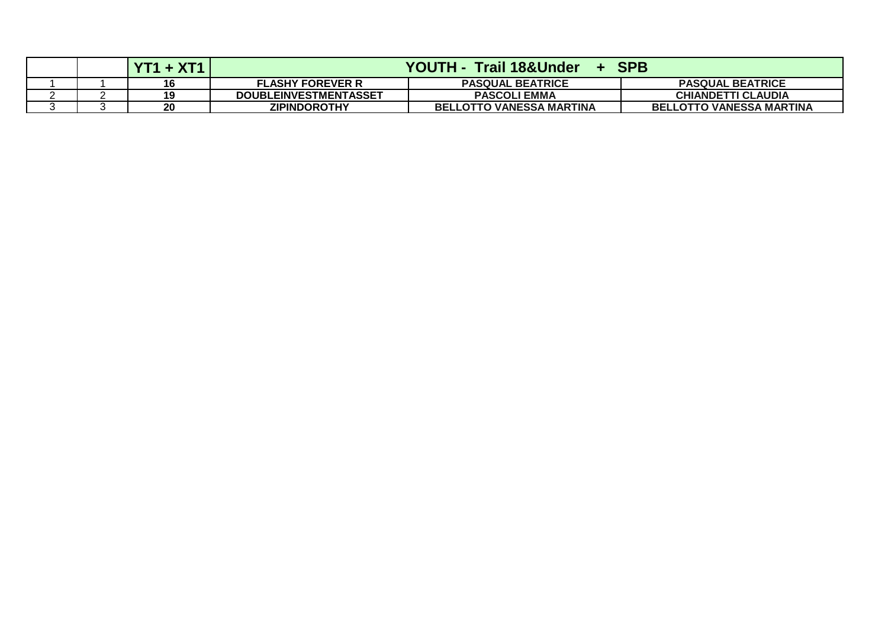| | | YT1 + XT1 | YOUTH - Trail 18&Under + SPB | | |
|---|---|---|---|---|---|
| 1 | 1 | 16 | FLASHY FOREVER R | PASQUAL BEATRICE | PASQUAL BEATRICE |
| 2 | 2 | 19 | DOUBLEINVESTMENTASSET | PASCOLI EMMA | CHIANDETTI CLAUDIA |
| 3 | 3 | 20 | ZIPINDOROTHY | BELLOTTO VANESSA MARTINA | BELLOTTO VANESSA MARTINA |